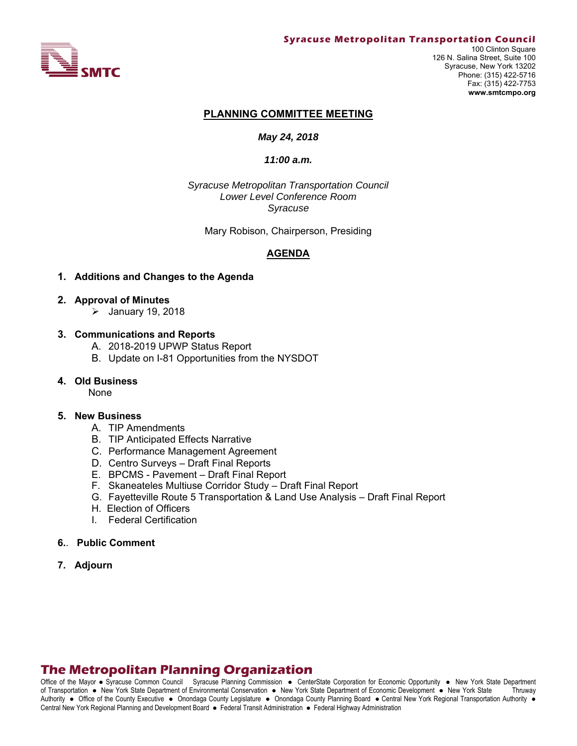**Syracuse Metropolitan Transportation Council**
100 Clinton Square
126 N. Salina Street, Suite 100
Syracuse, New York 13202
Phone: (315) 422-5716
Fax: (315) 422-7753
**www.smtcmpo.org**

# PLANNING COMMITTEE MEETING

***May 24, 2018***

***11:00 a.m.***

*Syracuse Metropolitan Transportation Council*
*Lower Level Conference Room*
*Syracuse*

Mary Robison, Chairperson, Presiding

## AGENDA

1. **Additions and Changes to the Agenda**

2. **Approval of Minutes**
   - January 19, 2018

3. **Communications and Reports**
   A. 2018-2019 UPWP Status Report
   B. Update on I-81 Opportunities from the NYSDOT

4. **Old Business**
   None

5. **New Business**
   A. TIP Amendments
   B. TIP Anticipated Effects Narrative
   C. Performance Management Agreement
   D. Centro Surveys – Draft Final Reports
   E. BPCMS - Pavement – Draft Final Report
   F. Skaneateles Multiuse Corridor Study – Draft Final Report
   G. Fayetteville Route 5 Transportation & Land Use Analysis – Draft Final Report
   H. Election of Officers
   I. Federal Certification

6.. **Public Comment**

7. **Adjourn**

## The Metropolitan Planning Organization

Office of the Mayor ● Syracuse Common Council Syracuse Planning Commission ● CenterState Corporation for Economic Opportunity ● New York State Department of Transportation ● New York State Department of Environmental Conservation ● New York State Department of Economic Development ● New York State Thruway Authority ● Office of the County Executive ● Onondaga County Legislature ● Onondaga County Planning Board ● Central New York Regional Transportation Authority ● Central New York Regional Planning and Development Board ● Federal Transit Administration ● Federal Highway Administration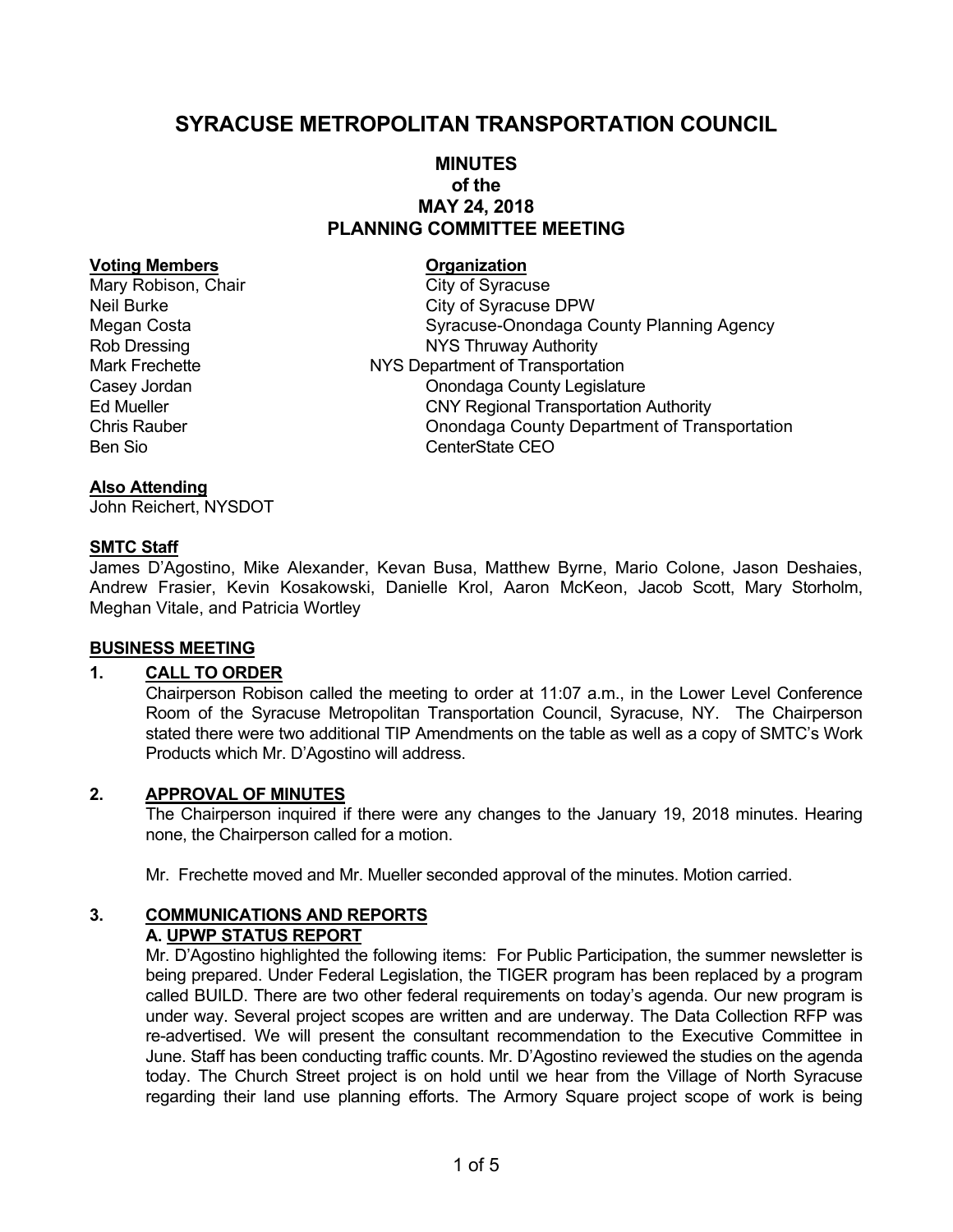# SYRACUSE METROPOLITAN TRANSPORTATION COUNCIL

## MINUTES of the MAY 24, 2018 PLANNING COMMITTEE MEETING

| Voting Members | Organization |
| --- | --- |
| Mary Robison, Chair | City of Syracuse |
| Neil Burke | City of Syracuse DPW |
| Megan Costa | Syracuse-Onondaga County Planning Agency |
| Rob Dressing | NYS Thruway Authority |
| Mark Frechette | NYS Department of Transportation |
| Casey Jordan | Onondaga County Legislature |
| Ed Mueller | CNY Regional Transportation Authority |
| Chris Rauber | Onondaga County Department of Transportation |
| Ben Sio | CenterState CEO |

**Also Attending**

John Reichert, NYSDOT

**SMTC Staff**

James D'Agostino, Mike Alexander, Kevan Busa, Matthew Byrne, Mario Colone, Jason Deshaies, Andrew Frasier, Kevin Kosakowski, Danielle Krol, Aaron McKeon, Jacob Scott, Mary Storholm, Meghan Vitale, and Patricia Wortley

**BUSINESS MEETING**

### 1. CALL TO ORDER

Chairperson Robison called the meeting to order at 11:07 a.m., in the Lower Level Conference Room of the Syracuse Metropolitan Transportation Council, Syracuse, NY. The Chairperson stated there were two additional TIP Amendments on the table as well as a copy of SMTC's Work Products which Mr. D'Agostino will address.

### 2. APPROVAL OF MINUTES

The Chairperson inquired if there were any changes to the January 19, 2018 minutes. Hearing none, the Chairperson called for a motion.

Mr. Frechette moved and Mr. Mueller seconded approval of the minutes. Motion carried.

### 3. COMMUNICATIONS AND REPORTS

#### A. UPWP STATUS REPORT

Mr. D'Agostino highlighted the following items: For Public Participation, the summer newsletter is being prepared. Under Federal Legislation, the TIGER program has been replaced by a program called BUILD. There are two other federal requirements on today's agenda. Our new program is under way. Several project scopes are written and are underway. The Data Collection RFP was re-advertised. We will present the consultant recommendation to the Executive Committee in June. Staff has been conducting traffic counts. Mr. D'Agostino reviewed the studies on the agenda today. The Church Street project is on hold until we hear from the Village of North Syracuse regarding their land use planning efforts. The Armory Square project scope of work is being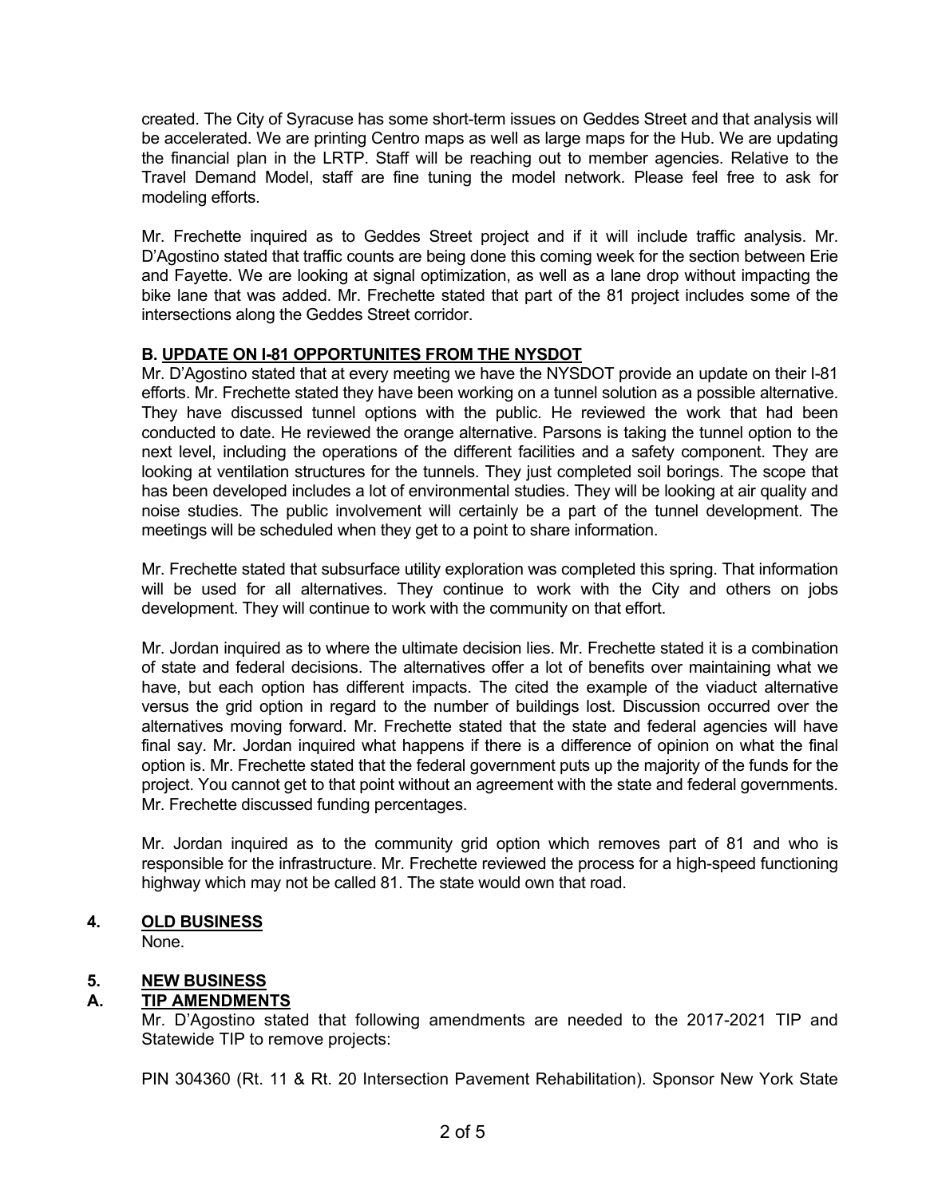created. The City of Syracuse has some short-term issues on Geddes Street and that analysis will be accelerated. We are printing Centro maps as well as large maps for the Hub. We are updating the financial plan in the LRTP. Staff will be reaching out to member agencies. Relative to the Travel Demand Model, staff are fine tuning the model network. Please feel free to ask for modeling efforts.

Mr. Frechette inquired as to Geddes Street project and if it will include traffic analysis. Mr. D'Agostino stated that traffic counts are being done this coming week for the section between Erie and Fayette. We are looking at signal optimization, as well as a lane drop without impacting the bike lane that was added. Mr. Frechette stated that part of the 81 project includes some of the intersections along the Geddes Street corridor.

### B. UPDATE ON I-81 OPPORTUNITES FROM THE NYSDOT

Mr. D'Agostino stated that at every meeting we have the NYSDOT provide an update on their I-81 efforts. Mr. Frechette stated they have been working on a tunnel solution as a possible alternative. They have discussed tunnel options with the public. He reviewed the work that had been conducted to date. He reviewed the orange alternative. Parsons is taking the tunnel option to the next level, including the operations of the different facilities and a safety component. They are looking at ventilation structures for the tunnels. They just completed soil borings. The scope that has been developed includes a lot of environmental studies. They will be looking at air quality and noise studies. The public involvement will certainly be a part of the tunnel development. The meetings will be scheduled when they get to a point to share information.

Mr. Frechette stated that subsurface utility exploration was completed this spring. That information will be used for all alternatives. They continue to work with the City and others on jobs development. They will continue to work with the community on that effort.

Mr. Jordan inquired as to where the ultimate decision lies. Mr. Frechette stated it is a combination of state and federal decisions. The alternatives offer a lot of benefits over maintaining what we have, but each option has different impacts. The cited the example of the viaduct alternative versus the grid option in regard to the number of buildings lost. Discussion occurred over the alternatives moving forward. Mr. Frechette stated that the state and federal agencies will have final say. Mr. Jordan inquired what happens if there is a difference of opinion on what the final option is. Mr. Frechette stated that the federal government puts up the majority of the funds for the project. You cannot get to that point without an agreement with the state and federal governments. Mr. Frechette discussed funding percentages.

Mr. Jordan inquired as to the community grid option which removes part of 81 and who is responsible for the infrastructure. Mr. Frechette reviewed the process for a high-speed functioning highway which may not be called 81. The state would own that road.

## 4. OLD BUSINESS

None.

## 5. NEW BUSINESS

### A. TIP AMENDMENTS

Mr. D'Agostino stated that following amendments are needed to the 2017-2021 TIP and Statewide TIP to remove projects:

PIN 304360 (Rt. 11 & Rt. 20 Intersection Pavement Rehabilitation). Sponsor New York State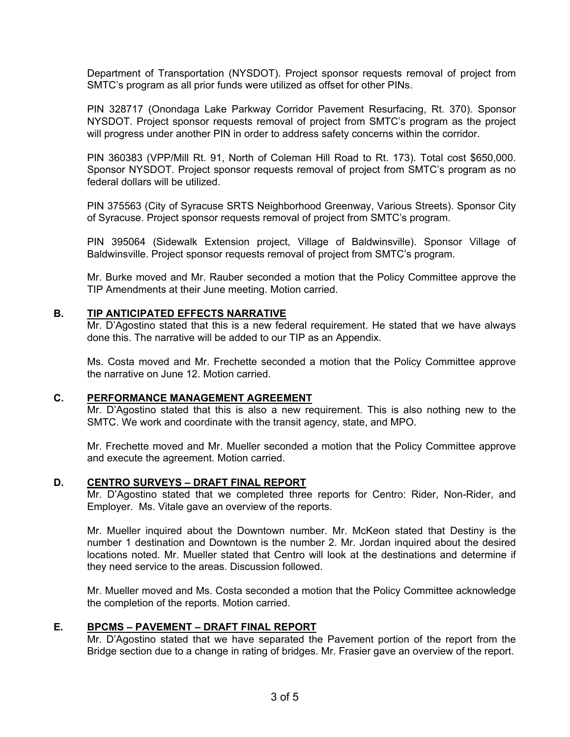Department of Transportation (NYSDOT). Project sponsor requests removal of project from SMTC's program as all prior funds were utilized as offset for other PINs.

PIN 328717 (Onondaga Lake Parkway Corridor Pavement Resurfacing, Rt. 370). Sponsor NYSDOT. Project sponsor requests removal of project from SMTC's program as the project will progress under another PIN in order to address safety concerns within the corridor.

PIN 360383 (VPP/Mill Rt. 91, North of Coleman Hill Road to Rt. 173). Total cost $650,000. Sponsor NYSDOT. Project sponsor requests removal of project from SMTC's program as no federal dollars will be utilized.

PIN 375563 (City of Syracuse SRTS Neighborhood Greenway, Various Streets). Sponsor City of Syracuse. Project sponsor requests removal of project from SMTC's program.

PIN 395064 (Sidewalk Extension project, Village of Baldwinsville). Sponsor Village of Baldwinsville. Project sponsor requests removal of project from SMTC's program.

Mr. Burke moved and Mr. Rauber seconded a motion that the Policy Committee approve the TIP Amendments at their June meeting. Motion carried.

### B. <u>TIP ANTICIPATED EFFECTS NARRATIVE</u>

Mr. D'Agostino stated that this is a new federal requirement. He stated that we have always done this. The narrative will be added to our TIP as an Appendix.

Ms. Costa moved and Mr. Frechette seconded a motion that the Policy Committee approve the narrative on June 12. Motion carried.

### C. <u>PERFORMANCE MANAGEMENT AGREEMENT</u>

Mr. D'Agostino stated that this is also a new requirement. This is also nothing new to the SMTC. We work and coordinate with the transit agency, state, and MPO.

Mr. Frechette moved and Mr. Mueller seconded a motion that the Policy Committee approve and execute the agreement. Motion carried.

### D. <u>CENTRO SURVEYS – DRAFT FINAL REPORT</u>

Mr. D'Agostino stated that we completed three reports for Centro: Rider, Non-Rider, and Employer. Ms. Vitale gave an overview of the reports.

Mr. Mueller inquired about the Downtown number. Mr. McKeon stated that Destiny is the number 1 destination and Downtown is the number 2. Mr. Jordan inquired about the desired locations noted. Mr. Mueller stated that Centro will look at the destinations and determine if they need service to the areas. Discussion followed.

Mr. Mueller moved and Ms. Costa seconded a motion that the Policy Committee acknowledge the completion of the reports. Motion carried.

### E. <u>BPCMS – PAVEMENT – DRAFT FINAL REPORT</u>

Mr. D'Agostino stated that we have separated the Pavement portion of the report from the Bridge section due to a change in rating of bridges. Mr. Frasier gave an overview of the report.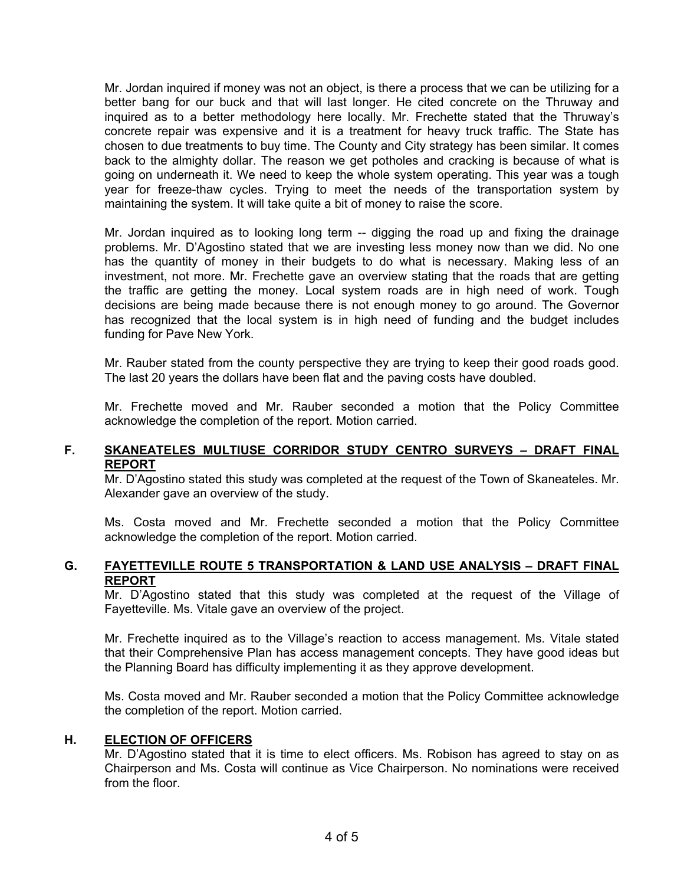Mr. Jordan inquired if money was not an object, is there a process that we can be utilizing for a better bang for our buck and that will last longer. He cited concrete on the Thruway and inquired as to a better methodology here locally. Mr. Frechette stated that the Thruway's concrete repair was expensive and it is a treatment for heavy truck traffic. The State has chosen to due treatments to buy time. The County and City strategy has been similar. It comes back to the almighty dollar. The reason we get potholes and cracking is because of what is going on underneath it. We need to keep the whole system operating. This year was a tough year for freeze-thaw cycles. Trying to meet the needs of the transportation system by maintaining the system. It will take quite a bit of money to raise the score.

Mr. Jordan inquired as to looking long term -- digging the road up and fixing the drainage problems. Mr. D'Agostino stated that we are investing less money now than we did. No one has the quantity of money in their budgets to do what is necessary. Making less of an investment, not more. Mr. Frechette gave an overview stating that the roads that are getting the traffic are getting the money. Local system roads are in high need of work. Tough decisions are being made because there is not enough money to go around. The Governor has recognized that the local system is in high need of funding and the budget includes funding for Pave New York.

Mr. Rauber stated from the county perspective they are trying to keep their good roads good. The last 20 years the dollars have been flat and the paving costs have doubled.

Mr. Frechette moved and Mr. Rauber seconded a motion that the Policy Committee acknowledge the completion of the report. Motion carried.

### F. SKANEATELES MULTIUSE CORRIDOR STUDY CENTRO SURVEYS – DRAFT FINAL REPORT

Mr. D'Agostino stated this study was completed at the request of the Town of Skaneateles. Mr. Alexander gave an overview of the study.

Ms. Costa moved and Mr. Frechette seconded a motion that the Policy Committee acknowledge the completion of the report. Motion carried.

### G. FAYETTEVILLE ROUTE 5 TRANSPORTATION & LAND USE ANALYSIS – DRAFT FINAL REPORT

Mr. D'Agostino stated that this study was completed at the request of the Village of Fayetteville. Ms. Vitale gave an overview of the project.

Mr. Frechette inquired as to the Village's reaction to access management. Ms. Vitale stated that their Comprehensive Plan has access management concepts. They have good ideas but the Planning Board has difficulty implementing it as they approve development.

Ms. Costa moved and Mr. Rauber seconded a motion that the Policy Committee acknowledge the completion of the report. Motion carried.

### H. ELECTION OF OFFICERS

Mr. D'Agostino stated that it is time to elect officers. Ms. Robison has agreed to stay on as Chairperson and Ms. Costa will continue as Vice Chairperson. No nominations were received from the floor.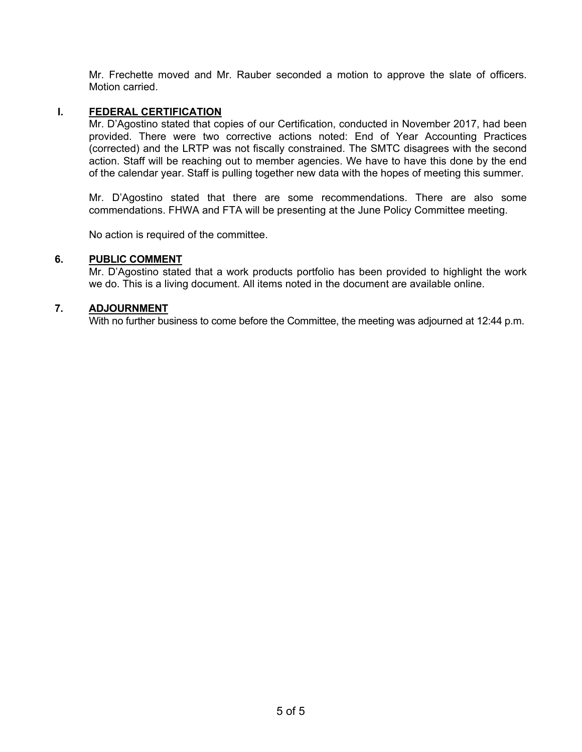Mr. Frechette moved and Mr. Rauber seconded a motion to approve the slate of officers. Motion carried.

## I. FEDERAL CERTIFICATION

Mr. D'Agostino stated that copies of our Certification, conducted in November 2017, had been provided. There were two corrective actions noted: End of Year Accounting Practices (corrected) and the LRTP was not fiscally constrained. The SMTC disagrees with the second action. Staff will be reaching out to member agencies. We have to have this done by the end of the calendar year. Staff is pulling together new data with the hopes of meeting this summer.

Mr. D'Agostino stated that there are some recommendations. There are also some commendations. FHWA and FTA will be presenting at the June Policy Committee meeting.

No action is required of the committee.

## 6. PUBLIC COMMENT

Mr. D'Agostino stated that a work products portfolio has been provided to highlight the work we do. This is a living document. All items noted in the document are available online.

## 7. ADJOURNMENT

With no further business to come before the Committee, the meeting was adjourned at 12:44 p.m.